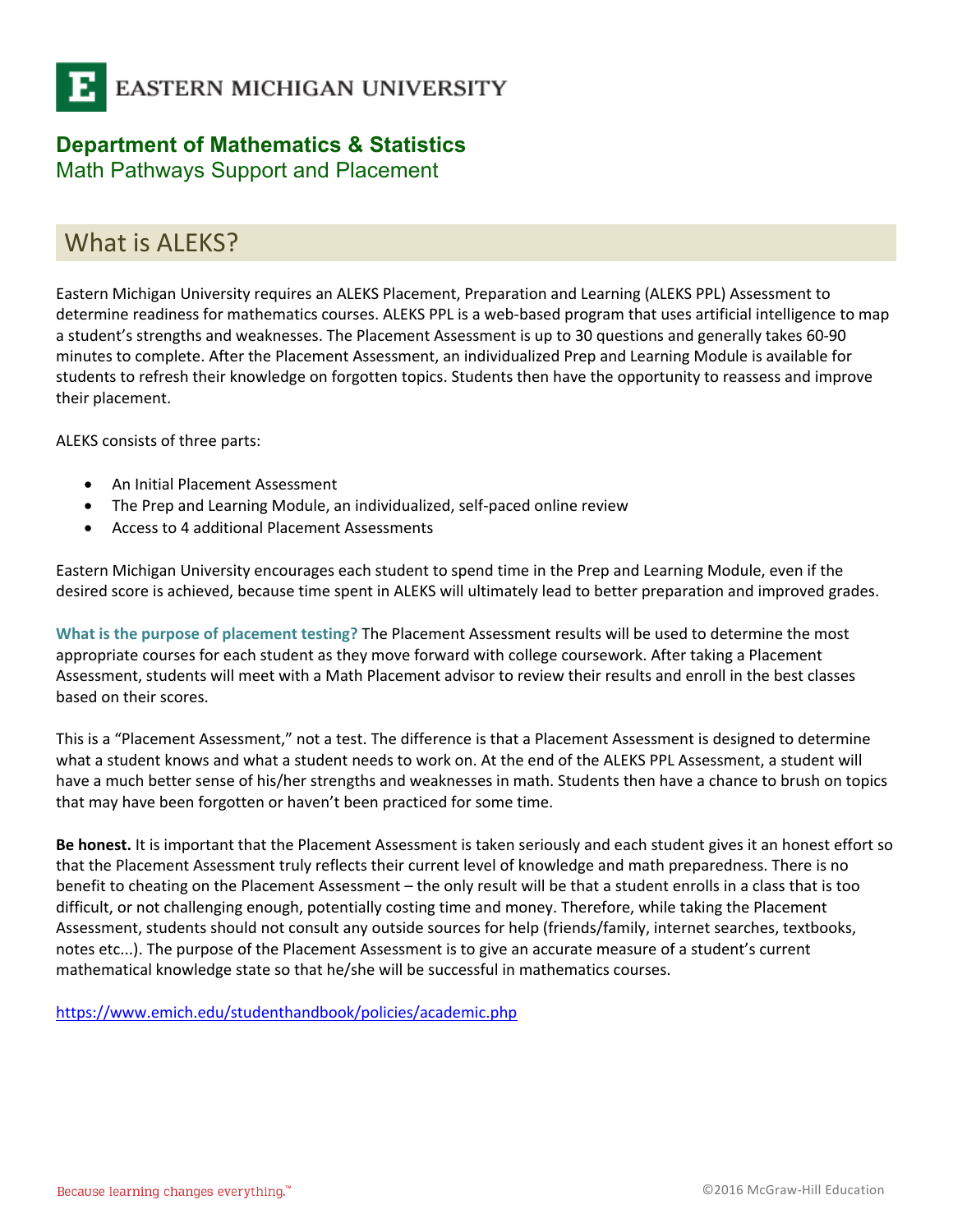# EASTERN MICHIGAN UNIVERSITY

## Department of Mathematics & Statistics

Math Pathways Support and Placement

## What is ALEKS?

Eastern Michigan University requires an ALEKS Placement, Preparation and Learning (ALEKS PPL) Assessment to determine readiness for mathematics courses. ALEKS PPL is a web-based program that uses artificial intelligence to map a student's strengths and weaknesses. The Placement Assessment is up to 30 questions and generally takes 60-90 minutes to complete. After the Placement Assessment, an individualized Prep and Learning Module is available for students to refresh their knowledge on forgotten topics. Students then have the opportunity to reassess and improve their placement.

ALEKS consists of three parts:

- An Initial Placement Assessment
- The Prep and Learning Module, an individualized, self-paced online review
- Access to 4 additional Placement Assessments

Eastern Michigan University encourages each student to spend time in the Prep and Learning Module, even if the desired score is achieved, because time spent in ALEKS will ultimately lead to better preparation and improved grades.

**What is the purpose of placement testing?** The Placement Assessment results will be used to determine the most appropriate courses for each student as they move forward with college coursework. After taking a Placement Assessment, students will meet with a Math Placement advisor to review their results and enroll in the best classes based on their scores.

This is a "Placement Assessment," not a test. The difference is that a Placement Assessment is designed to determine what a student knows and what a student needs to work on. At the end of the ALEKS PPL Assessment, a student will have a much better sense of his/her strengths and weaknesses in math. Students then have a chance to brush on topics that may have been forgotten or haven't been practiced for some time.

**Be honest.** It is important that the Placement Assessment is taken seriously and each student gives it an honest effort so that the Placement Assessment truly reflects their current level of knowledge and math preparedness. There is no benefit to cheating on the Placement Assessment – the only result will be that a student enrolls in a class that is too difficult, or not challenging enough, potentially costing time and money. Therefore, while taking the Placement Assessment, students should not consult any outside sources for help (friends/family, internet searches, textbooks, notes etc...). The purpose of the Placement Assessment is to give an accurate measure of a student's current mathematical knowledge state so that he/she will be successful in mathematics courses.

https://www.emich.edu/studenthandbook/policies/academic.php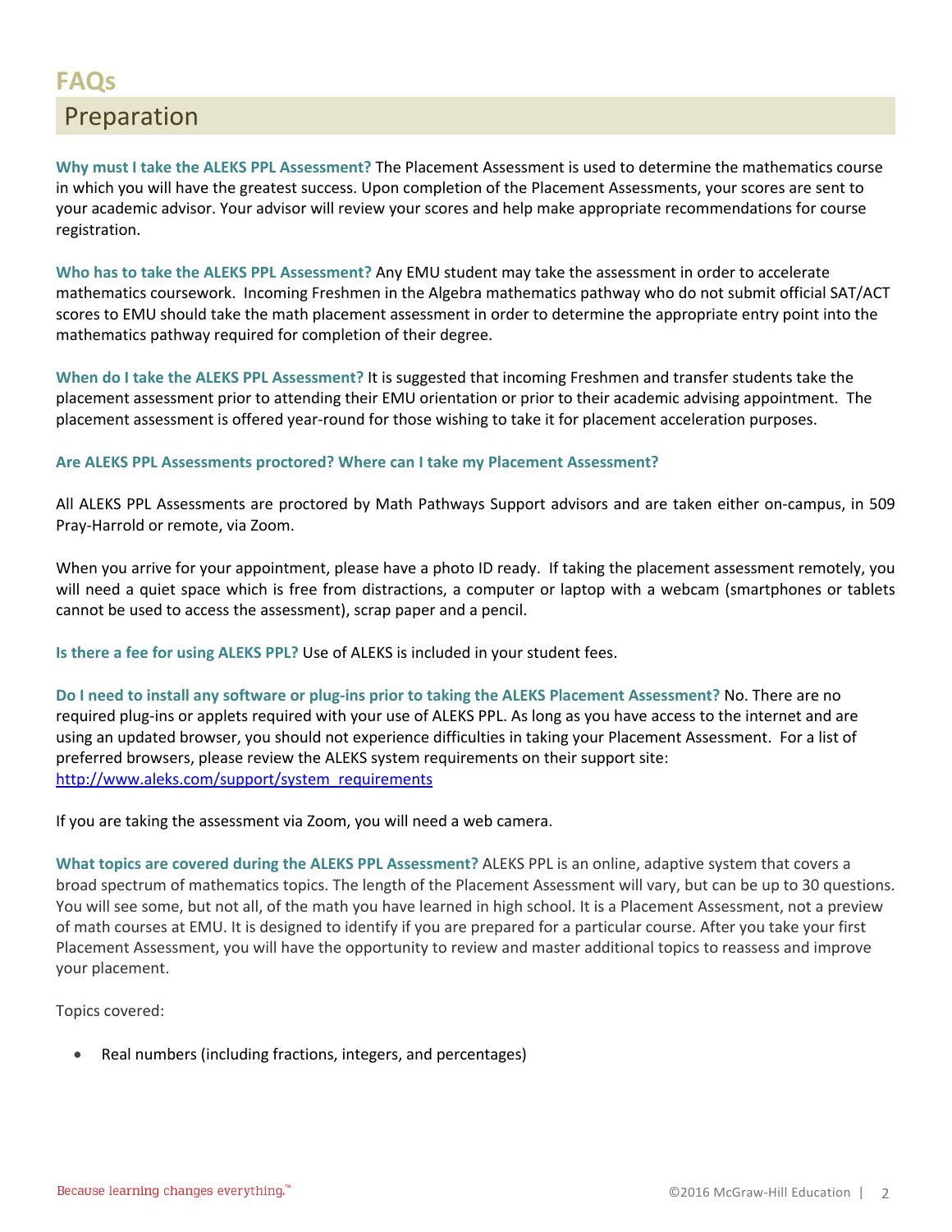# FAQs

## Preparation

**Why must I take the ALEKS PPL Assessment?** The Placement Assessment is used to determine the mathematics course in which you will have the greatest success. Upon completion of the Placement Assessments, your scores are sent to your academic advisor. Your advisor will review your scores and help make appropriate recommendations for course registration.

**Who has to take the ALEKS PPL Assessment?** Any EMU student may take the assessment in order to accelerate mathematics coursework. Incoming Freshmen in the Algebra mathematics pathway who do not submit official SAT/ACT scores to EMU should take the math placement assessment in order to determine the appropriate entry point into the mathematics pathway required for completion of their degree.

**When do I take the ALEKS PPL Assessment?** It is suggested that incoming Freshmen and transfer students take the placement assessment prior to attending their EMU orientation or prior to their academic advising appointment. The placement assessment is offered year-round for those wishing to take it for placement acceleration purposes.

**Are ALEKS PPL Assessments proctored? Where can I take my Placement Assessment?**

All ALEKS PPL Assessments are proctored by Math Pathways Support advisors and are taken either on-campus, in 509 Pray-Harrold or remote, via Zoom.

When you arrive for your appointment, please have a photo ID ready. If taking the placement assessment remotely, you will need a quiet space which is free from distractions, a computer or laptop with a webcam (smartphones or tablets cannot be used to access the assessment), scrap paper and a pencil.

**Is there a fee for using ALEKS PPL?** Use of ALEKS is included in your student fees.

**Do I need to install any software or plug-ins prior to taking the ALEKS Placement Assessment?** No. There are no required plug-ins or applets required with your use of ALEKS PPL. As long as you have access to the internet and are using an updated browser, you should not experience difficulties in taking your Placement Assessment. For a list of preferred browsers, please review the ALEKS system requirements on their support site: [http://www.aleks.com/support/system_requirements](http://www.aleks.com/support/system_requirements)

If you are taking the assessment via Zoom, you will need a web camera.

**What topics are covered during the ALEKS PPL Assessment?** ALEKS PPL is an online, adaptive system that covers a broad spectrum of mathematics topics. The length of the Placement Assessment will vary, but can be up to 30 questions. You will see some, but not all, of the math you have learned in high school. It is a Placement Assessment, not a preview of math courses at EMU. It is designed to identify if you are prepared for a particular course. After you take your first Placement Assessment, you will have the opportunity to review and master additional topics to reassess and improve your placement.

Topics covered:

- Real numbers (including fractions, integers, and percentages)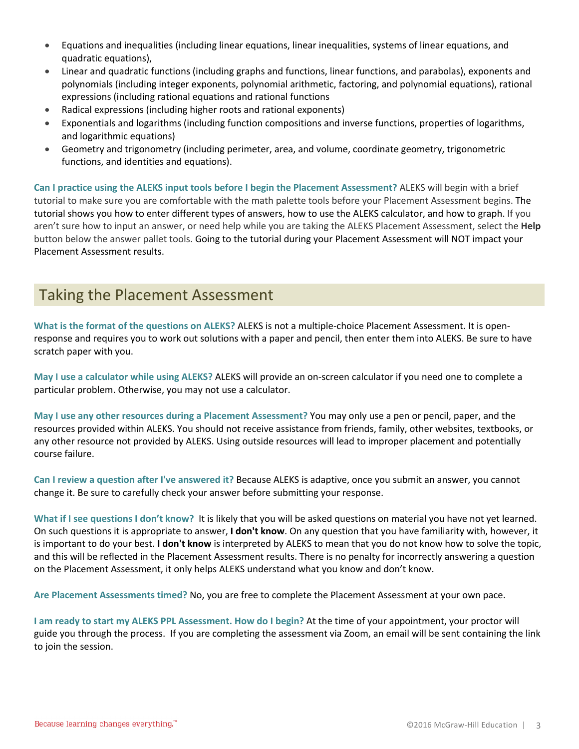- Equations and inequalities (including linear equations, linear inequalities, systems of linear equations, and quadratic equations),
- Linear and quadratic functions (including graphs and functions, linear functions, and parabolas), exponents and polynomials (including integer exponents, polynomial arithmetic, factoring, and polynomial equations), rational expressions (including rational equations and rational functions
- Radical expressions (including higher roots and rational exponents)
- Exponentials and logarithms (including function compositions and inverse functions, properties of logarithms, and logarithmic equations)
- Geometry and trigonometry (including perimeter, area, and volume, coordinate geometry, trigonometric functions, and identities and equations).

**Can I practice using the ALEKS input tools before I begin the Placement Assessment?** ALEKS will begin with a brief tutorial to make sure you are comfortable with the math palette tools before your Placement Assessment begins. The tutorial shows you how to enter different types of answers, how to use the ALEKS calculator, and how to graph. If you aren't sure how to input an answer, or need help while you are taking the ALEKS Placement Assessment, select the **Help** button below the answer pallet tools. Going to the tutorial during your Placement Assessment will NOT impact your Placement Assessment results.

## Taking the Placement Assessment

**What is the format of the questions on ALEKS?** ALEKS is not a multiple-choice Placement Assessment. It is open-response and requires you to work out solutions with a paper and pencil, then enter them into ALEKS. Be sure to have scratch paper with you.

**May I use a calculator while using ALEKS?** ALEKS will provide an on-screen calculator if you need one to complete a particular problem. Otherwise, you may not use a calculator.

**May I use any other resources during a Placement Assessment?** You may only use a pen or pencil, paper, and the resources provided within ALEKS. You should not receive assistance from friends, family, other websites, textbooks, or any other resource not provided by ALEKS. Using outside resources will lead to improper placement and potentially course failure.

**Can I review a question after I've answered it?** Because ALEKS is adaptive, once you submit an answer, you cannot change it. Be sure to carefully check your answer before submitting your response.

**What if I see questions I don't know?** It is likely that you will be asked questions on material you have not yet learned. On such questions it is appropriate to answer, **I don't know**. On any question that you have familiarity with, however, it is important to do your best. **I don't know** is interpreted by ALEKS to mean that you do not know how to solve the topic, and this will be reflected in the Placement Assessment results. There is no penalty for incorrectly answering a question on the Placement Assessment, it only helps ALEKS understand what you know and don't know.

**Are Placement Assessments timed?** No, you are free to complete the Placement Assessment at your own pace.

**I am ready to start my ALEKS PPL Assessment. How do I begin?** At the time of your appointment, your proctor will guide you through the process. If you are completing the assessment via Zoom, an email will be sent containing the link to join the session.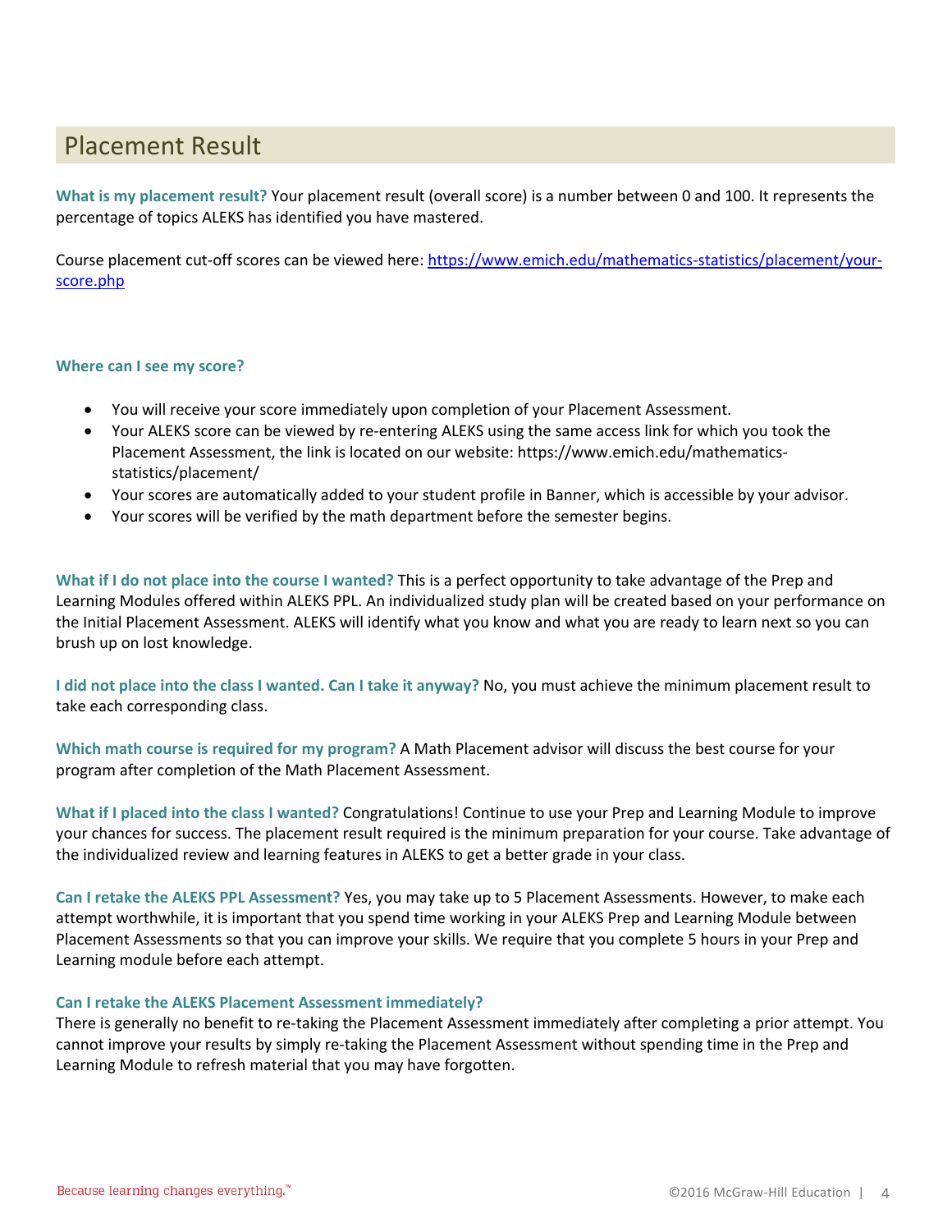## Placement Result

**What is my placement result?** Your placement result (overall score) is a number between 0 and 100. It represents the percentage of topics ALEKS has identified you have mastered.

Course placement cut-off scores can be viewed here: [https://www.emich.edu/mathematics-statistics/placement/your-score.php](https://www.emich.edu/mathematics-statistics/placement/your-score.php)

**Where can I see my score?**

- You will receive your score immediately upon completion of your Placement Assessment.
- Your ALEKS score can be viewed by re-entering ALEKS using the same access link for which you took the Placement Assessment, the link is located on our website: https://www.emich.edu/mathematics-statistics/placement/
- Your scores are automatically added to your student profile in Banner, which is accessible by your advisor.
- Your scores will be verified by the math department before the semester begins.

**What if I do not place into the course I wanted?** This is a perfect opportunity to take advantage of the Prep and Learning Modules offered within ALEKS PPL. An individualized study plan will be created based on your performance on the Initial Placement Assessment. ALEKS will identify what you know and what you are ready to learn next so you can brush up on lost knowledge.

**I did not place into the class I wanted. Can I take it anyway?** No, you must achieve the minimum placement result to take each corresponding class.

**Which math course is required for my program?** A Math Placement advisor will discuss the best course for your program after completion of the Math Placement Assessment.

**What if I placed into the class I wanted?** Congratulations! Continue to use your Prep and Learning Module to improve your chances for success. The placement result required is the minimum preparation for your course. Take advantage of the individualized review and learning features in ALEKS to get a better grade in your class.

**Can I retake the ALEKS PPL Assessment?** Yes, you may take up to 5 Placement Assessments. However, to make each attempt worthwhile, it is important that you spend time working in your ALEKS Prep and Learning Module between Placement Assessments so that you can improve your skills. We require that you complete 5 hours in your Prep and Learning module before each attempt.

**Can I retake the ALEKS Placement Assessment immediately?**
There is generally no benefit to re-taking the Placement Assessment immediately after completing a prior attempt. You cannot improve your results by simply re-taking the Placement Assessment without spending time in the Prep and Learning Module to refresh material that you may have forgotten.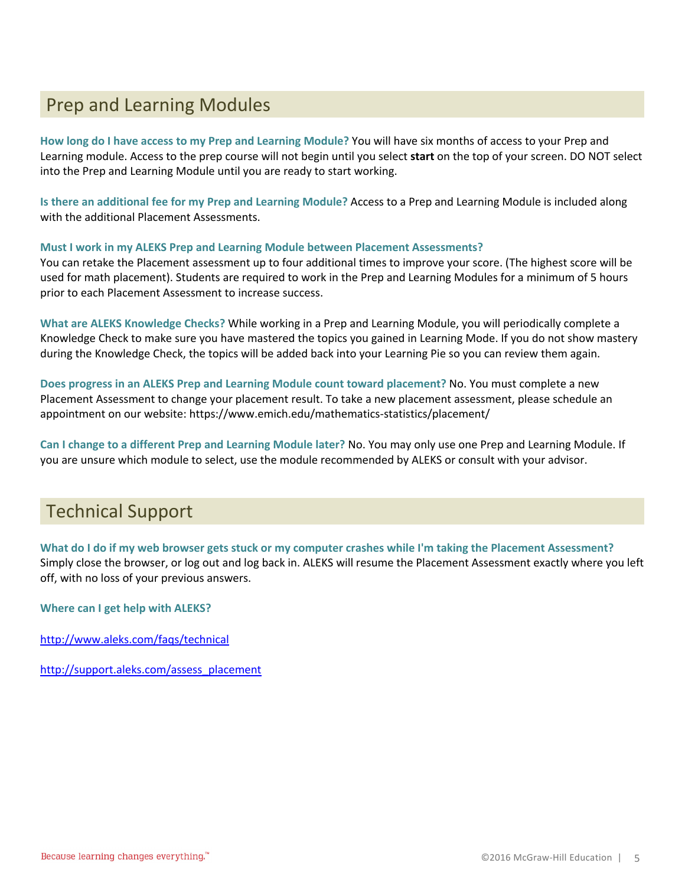## Prep and Learning Modules

**How long do I have access to my Prep and Learning Module?** You will have six months of access to your Prep and Learning module. Access to the prep course will not begin until you select **start** on the top of your screen. DO NOT select into the Prep and Learning Module until you are ready to start working.

**Is there an additional fee for my Prep and Learning Module?** Access to a Prep and Learning Module is included along with the additional Placement Assessments.

**Must I work in my ALEKS Prep and Learning Module between Placement Assessments?**
You can retake the Placement assessment up to four additional times to improve your score. (The highest score will be used for math placement). Students are required to work in the Prep and Learning Modules for a minimum of 5 hours prior to each Placement Assessment to increase success.

**What are ALEKS Knowledge Checks?** While working in a Prep and Learning Module, you will periodically complete a Knowledge Check to make sure you have mastered the topics you gained in Learning Mode. If you do not show mastery during the Knowledge Check, the topics will be added back into your Learning Pie so you can review them again.

**Does progress in an ALEKS Prep and Learning Module count toward placement?** No. You must complete a new Placement Assessment to change your placement result. To take a new placement assessment, please schedule an appointment on our website: https://www.emich.edu/mathematics-statistics/placement/

**Can I change to a different Prep and Learning Module later?** No. You may only use one Prep and Learning Module. If you are unsure which module to select, use the module recommended by ALEKS or consult with your advisor.

## Technical Support

**What do I do if my web browser gets stuck or my computer crashes while I'm taking the Placement Assessment?**
Simply close the browser, or log out and log back in. ALEKS will resume the Placement Assessment exactly where you left off, with no loss of your previous answers.

**Where can I get help with ALEKS?**

http://www.aleks.com/faqs/technical

http://support.aleks.com/assess_placement